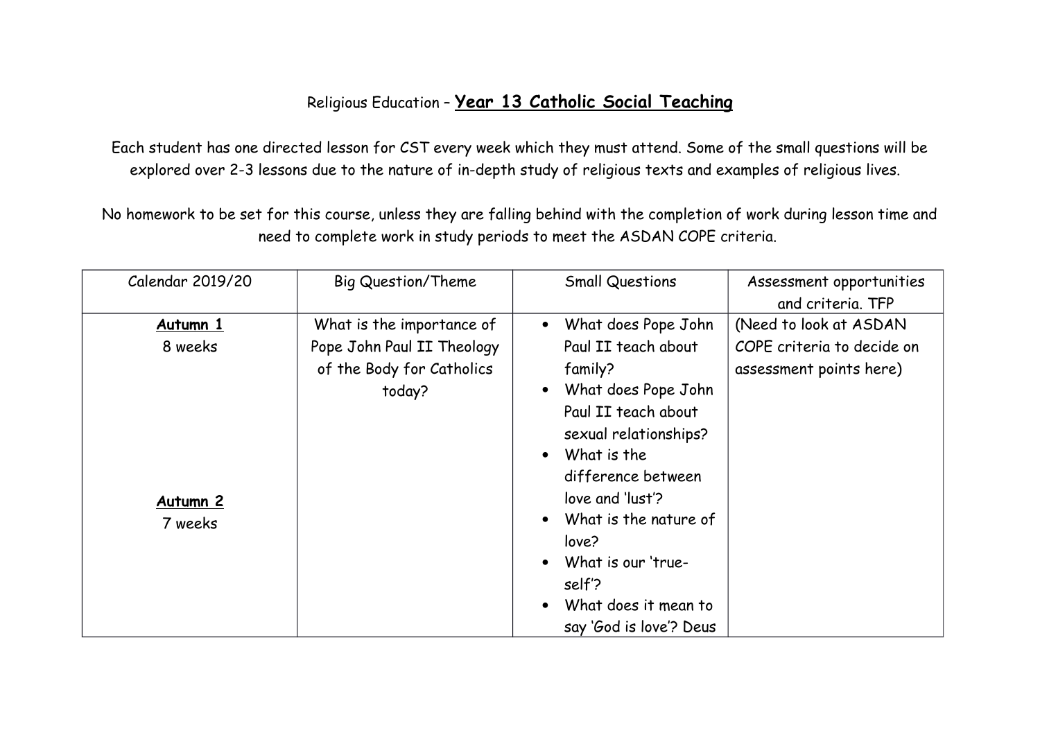# Religious Education – **Year 13 Catholic Social Teaching**

Each student has one directed lesson for CST every week which they must attend. Some of the small questions will be explored over 2-3 lessons due to the nature of in-depth study of religious texts and examples of religious lives.

No homework to be set for this course, unless they are falling behind with the completion of work during lesson time and need to complete work in study periods to meet the ASDAN COPE criteria.

| Calendar 2019/20 | Big Question/Theme | Small Questions | Assessment opportunities and criteria. TFP |
|---|---|---|---|
| **Autumn 1**<br>8 weeks<br><br>**Autumn 2**<br>7 weeks | What is the importance of Pope John Paul II Theology of the Body for Catholics today? | • What does Pope John Paul II teach about family?<br>• What does Pope John Paul II teach about sexual relationships?<br>• What is the difference between love and 'lust'?<br>• What is the nature of love?<br>• What is our 'true-self'?<br>• What does it mean to say 'God is love'? Deus | (Need to look at ASDAN COPE criteria to decide on assessment points here) |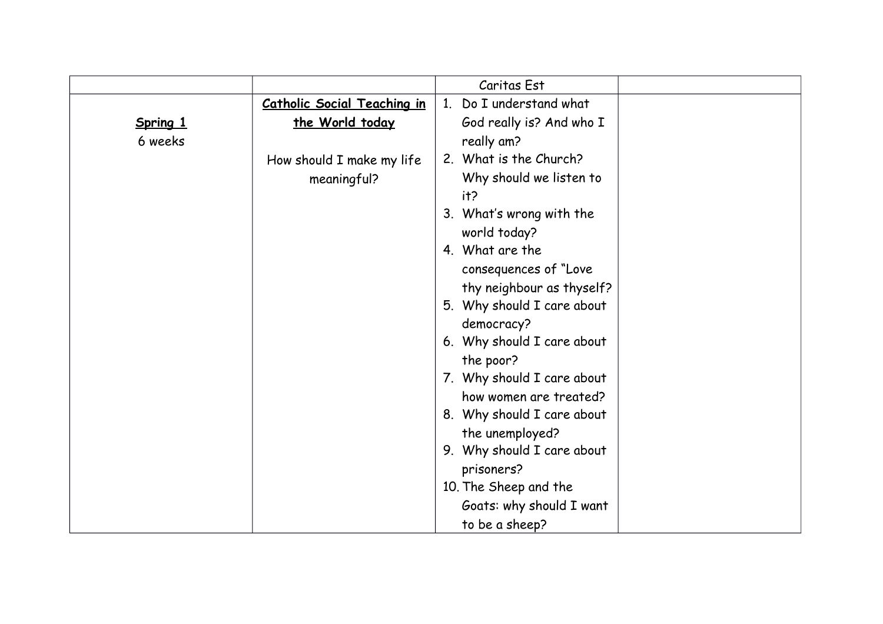| | | Caritas Est | |
|---|---|---|---|
| **Spring 1**<br>6 weeks | **Catholic Social Teaching in the World today**<br><br>How should I make my life meaningful? | 1. Do I understand what God really is? And who I really am?<br>2. What is the Church? Why should we listen to it?<br>3. What's wrong with the world today?<br>4. What are the consequences of "Love thy neighbour as thyself?<br>5. Why should I care about democracy?<br>6. Why should I care about the poor?<br>7. Why should I care about how women are treated?<br>8. Why should I care about the unemployed?<br>9. Why should I care about prisoners?<br>10. The Sheep and the Goats: why should I want to be a sheep? | |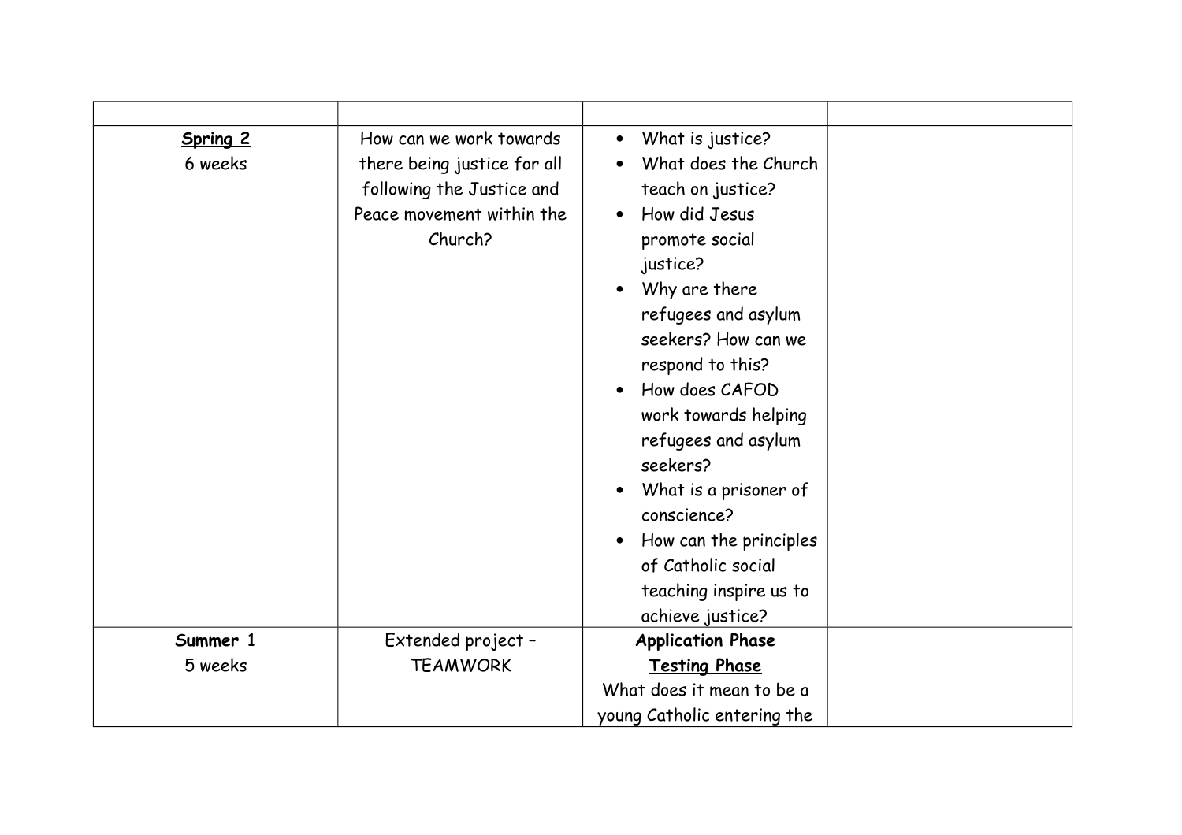| | | | |
|---|---|---|---|
| **Spring 2**<br>6 weeks | How can we work towards there being justice for all following the Justice and Peace movement within the Church? | • What is justice?<br>• What does the Church teach on justice?<br>• How did Jesus promote social justice?<br>• Why are there refugees and asylum seekers? How can we respond to this?<br>• How does CAFOD work towards helping refugees and asylum seekers?<br>• What is a prisoner of conscience?<br>• How can the principles of Catholic social teaching inspire us to achieve justice? | |
| **Summer 1**<br>5 weeks | Extended project – TEAMWORK | **Application Phase**<br>**Testing Phase**<br>What does it mean to be a young Catholic entering the | |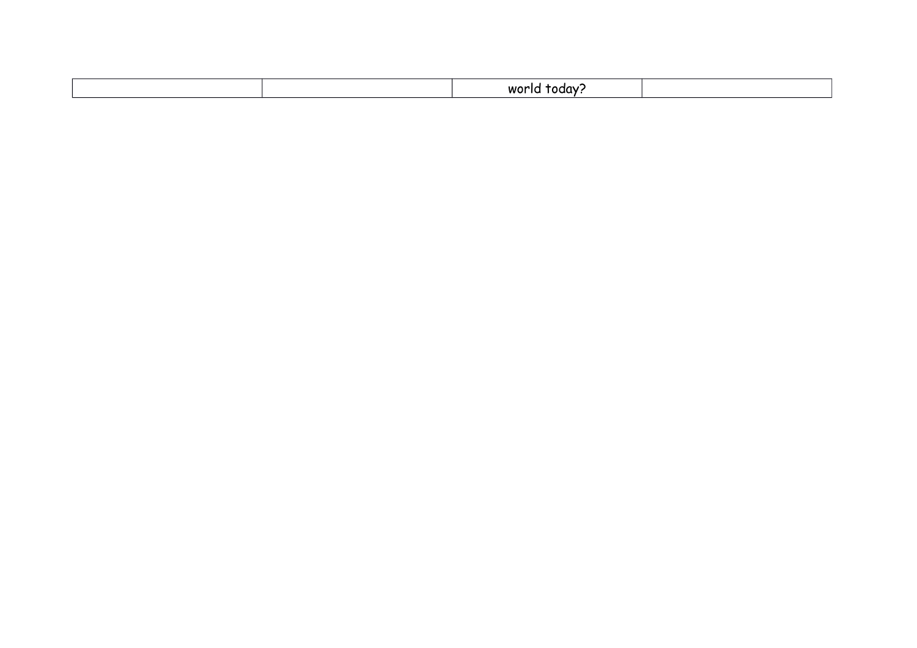| | | | |
|---|---|---|---|
| | | world today? | |